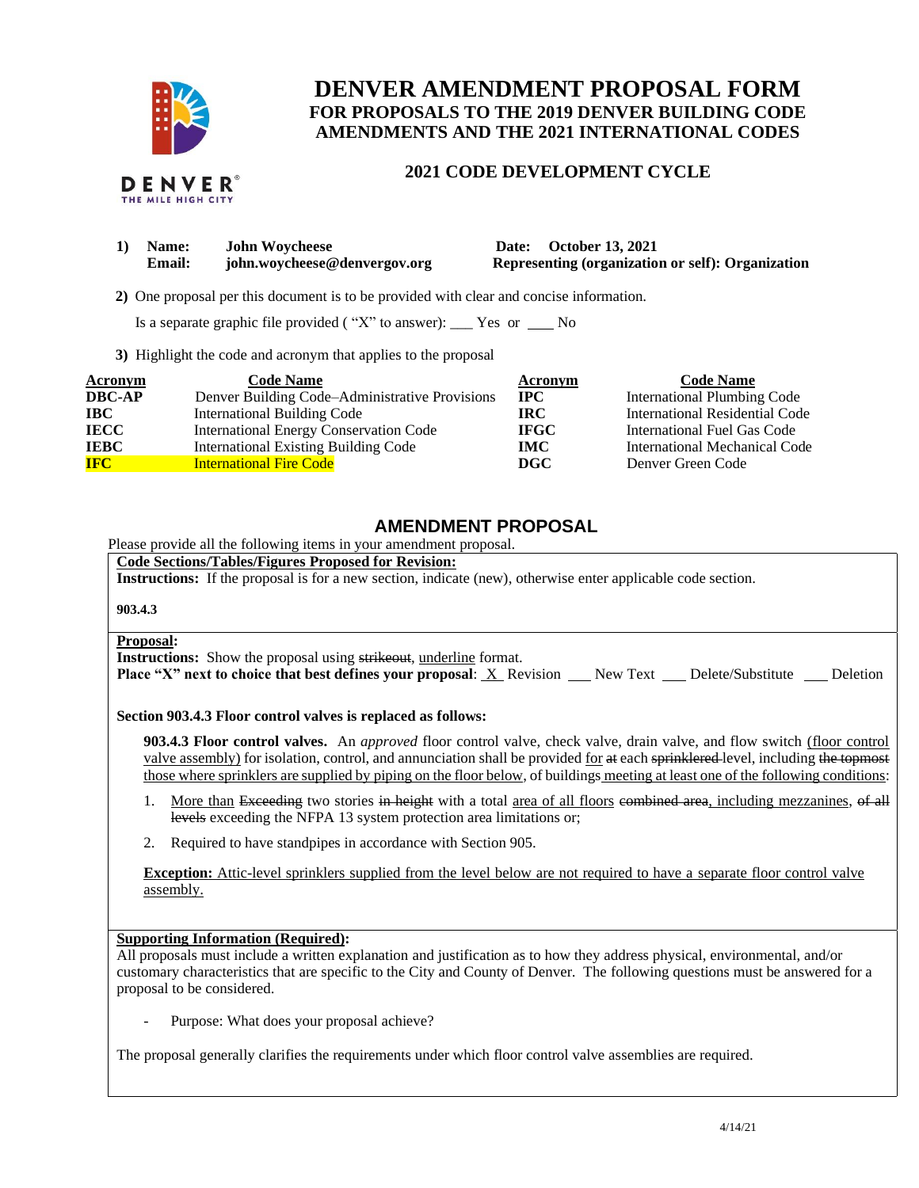# DENVER AMENDMENT PROPOSAL FORM
## FOR PROPOSALS TO THE 2019 DENVER BUILDING CODE AMENDMENTS AND THE 2021 INTERNATIONAL CODES

### 2021 CODE DEVELOPMENT CYCLE

**1) Name:** **John Woycheese** **Date: October 13, 2021**
**Email:** **john.woycheese@denvergov.org** **Representing (organization or self): Organization**

**2)** One proposal per this document is to be provided with clear and concise information.

Is a separate graphic file provided ( "X" to answer): ___ Yes or ___ No

**3)** Highlight the code and acronym that applies to the proposal

| Acronym | Code Name | Acronym | Code Name |
|---|---|---|---|
| **DBC-AP** | Denver Building Code–Administrative Provisions | **IPC** | International Plumbing Code |
| **IBC** | International Building Code | **IRC** | International Residential Code |
| **IECC** | International Energy Conservation Code | **IFGC** | International Fuel Gas Code |
| **IEBC** | International Existing Building Code | **IMC** | International Mechanical Code |
| **IFC** | International Fire Code | **DGC** | Denver Green Code |

## AMENDMENT PROPOSAL

Please provide all the following items in your amendment proposal.

**Code Sections/Tables/Figures Proposed for Revision:**
**Instructions:** If the proposal is for a new section, indicate (new), otherwise enter applicable code section.

**903.4.3**

**Proposal:**
**Instructions:** Show the proposal using ~~strikeout~~, <u>underline</u> format.
**Place "X" next to choice that best defines your proposal**: X Revision ___ New Text ___ Delete/Substitute ___ Deletion

**Section 903.4.3 Floor control valves is replaced as follows:**

**903.4.3 Floor control valves.** An *approved* floor control valve, check valve, drain valve, and flow switch <u>(floor control valve assembly)</u> for isolation, control, and annunciation shall be provided <u>for</u> ~~at~~ each ~~sprinklered~~ level, including ~~the topmost~~ <u>those where sprinklers are supplied by piping on the floor below</u>, of buildings <u>meeting at least one of the following conditions</u>:

1. <u>More than</u> ~~Exceeding~~ two stories ~~in height~~ with a total <u>area of all floors</u> ~~combined area~~, <u>including mezzanines</u>, ~~of all levels~~ exceeding the NFPA 13 system protection area limitations or;
2. Required to have standpipes in accordance with Section 905.

<u>**Exception:** Attic-level sprinklers supplied from the level below are not required to have a separate floor control valve assembly.</u>

**Supporting Information (Required):**
All proposals must include a written explanation and justification as to how they address physical, environmental, and/or customary characteristics that are specific to the City and County of Denver. The following questions must be answered for a proposal to be considered.

- Purpose: What does your proposal achieve?

The proposal generally clarifies the requirements under which floor control valve assemblies are required.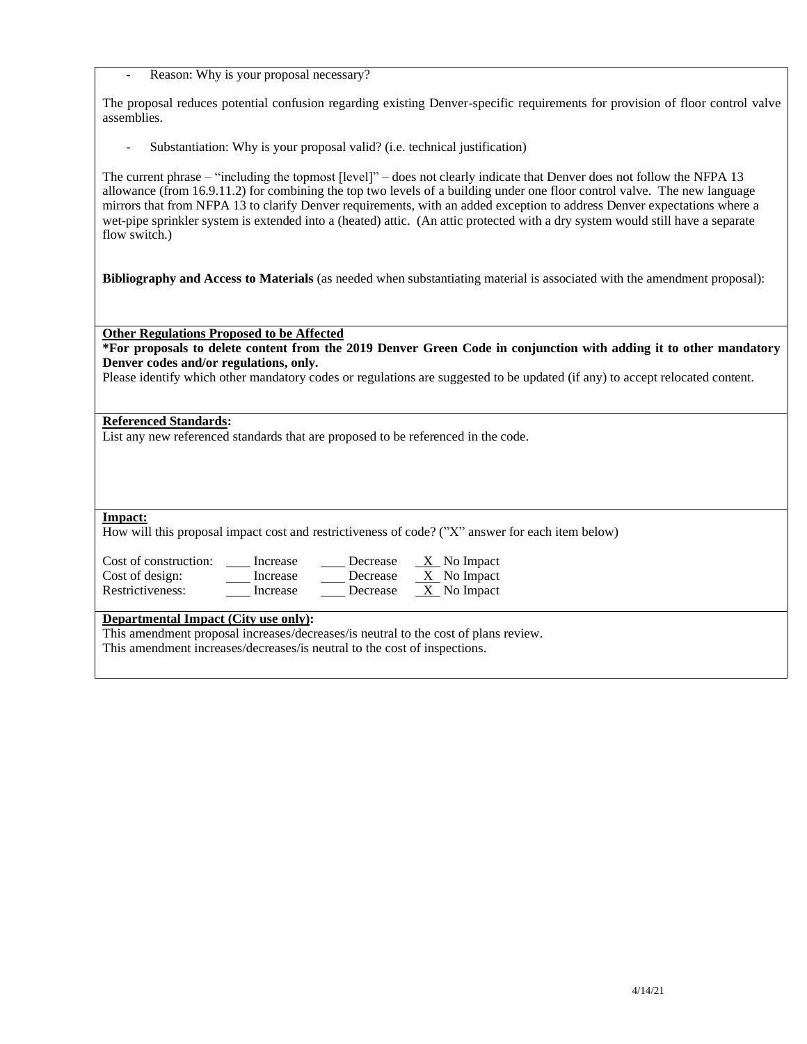- Reason: Why is your proposal necessary?

The proposal reduces potential confusion regarding existing Denver-specific requirements for provision of floor control valve assemblies.

- Substantiation: Why is your proposal valid? (i.e. technical justification)

The current phrase – "including the topmost [level]" – does not clearly indicate that Denver does not follow the NFPA 13 allowance (from 16.9.11.2) for combining the top two levels of a building under one floor control valve. The new language mirrors that from NFPA 13 to clarify Denver requirements, with an added exception to address Denver expectations where a wet-pipe sprinkler system is extended into a (heated) attic. (An attic protected with a dry system would still have a separate flow switch.)

**Bibliography and Access to Materials** (as needed when substantiating material is associated with the amendment proposal):

**Other Regulations Proposed to be Affected**

**\*For proposals to delete content from the 2019 Denver Green Code in conjunction with adding it to other mandatory Denver codes and/or regulations, only.**

Please identify which other mandatory codes or regulations are suggested to be updated (if any) to accept relocated content.

**Referenced Standards:**

List any new referenced standards that are proposed to be referenced in the code.

**Impact:**

How will this proposal impact cost and restrictiveness of code? ("X" answer for each item below)

| | | | |
|---|---|---|---|
| Cost of construction: | ___ Increase | ___ Decrease | X No Impact |
| Cost of design: | ___ Increase | ___ Decrease | X No Impact |
| Restrictiveness: | ___ Increase | ___ Decrease | X No Impact |

**Departmental Impact (City use only):**

This amendment proposal increases/decreases/is neutral to the cost of plans review.

This amendment increases/decreases/is neutral to the cost of inspections.

4/14/21